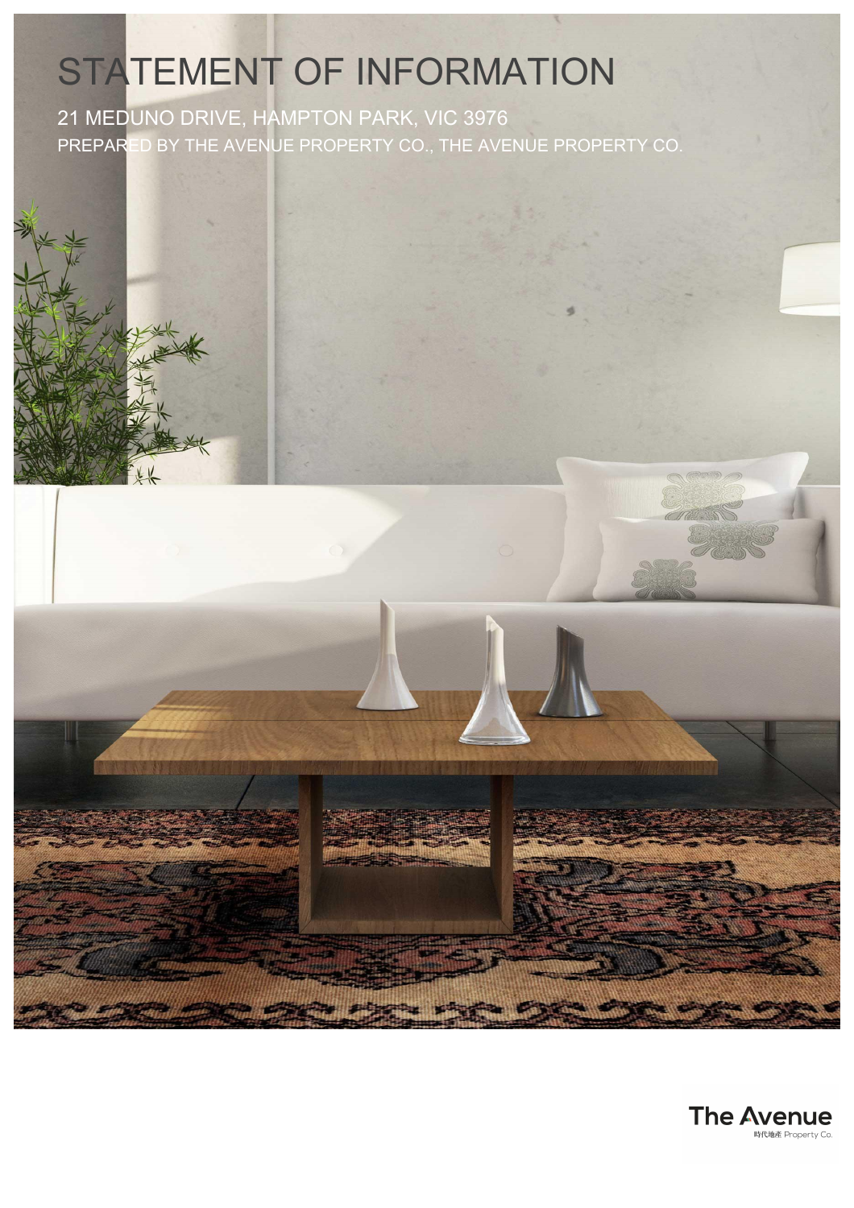# STATEMENT OF INFORMATION

21 MEDUNO DRIVE, HAMPTON PARK, VIC 3976

PREPARED BY THE AVENUE PROPERTY CO., THE AVENUE PROPERTY CO.

The Avenue
時代地產 Property Co.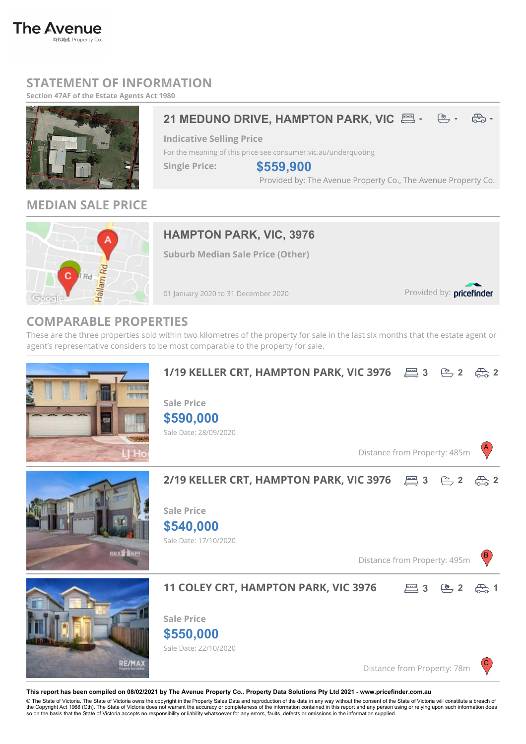The Avenue
時代地產 Property Co.

# STATEMENT OF INFORMATION

**Section 47AF of the Estate Agents Act 1980**

## 21 MEDUNO DRIVE, HAMPTON PARK, VIC

Bed: - Bath: - Car: -

**Indicative Selling Price**

For the meaning of this price see consumer.vic.au/underquoting

**Single Price:** **$559,900**

Provided by: The Avenue Property Co., The Avenue Property Co.

## MEDIAN SALE PRICE

### HAMPTON PARK, VIC, 3976

**Suburb Median Sale Price (Other)**

01 January 2020 to 31 December 2020

Provided by: pricefinder

## COMPARABLE PROPERTIES

These are the three properties sold within two kilometres of the property for sale in the last six months that the estate agent or agent's representative considers to be most comparable to the property for sale.

### 1/19 KELLER CRT, HAMPTON PARK, VIC 3976

Bed: 3 Bath: 2 Car: 2

**Sale Price**

**$590,000**

Sale Date: 28/09/2020

Distance from Property: 485m (A)

### 2/19 KELLER CRT, HAMPTON PARK, VIC 3976

Bed: 3 Bath: 2 Car: 2

**Sale Price**

**$540,000**

Sale Date: 17/10/2020

Distance from Property: 495m (B)

### 11 COLEY CRT, HAMPTON PARK, VIC 3976

Bed: 3 Bath: 2 Car: 1

**Sale Price**

**$550,000**

Sale Date: 22/10/2020

Distance from Property: 78m (C)

**This report has been compiled on 08/02/2021 by The Avenue Property Co.. Property Data Solutions Pty Ltd 2021 - www.pricefinder.com.au**

© The State of Victoria. The State of Victoria owns the copyright in the Property Sales Data and reproduction of the data in any way without the consent of the State of Victoria will constitute a breach of the Copyright Act 1968 (Cth). The State of Victoria does not warrant the accuracy or completeness of the information contained in this report and any person using or relying upon such information does so on the basis that the State of Victoria accepts no responsibility or liability whatsoever for any errors, faults, defects or omissions in the information supplied.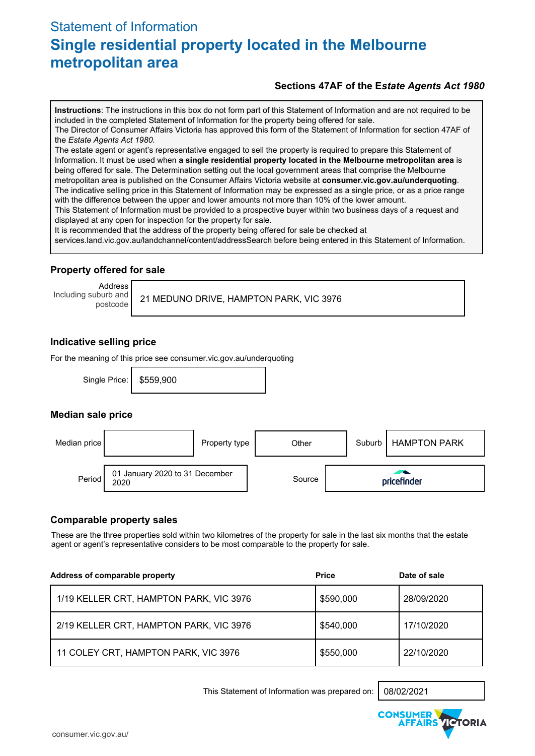Statement of Information

# Single residential property located in the Melbourne metropolitan area

**Sections 47AF of the E*state Agents Act 1980***

**Instructions**: The instructions in this box do not form part of this Statement of Information and are not required to be included in the completed Statement of Information for the property being offered for sale.
The Director of Consumer Affairs Victoria has approved this form of the Statement of Information for section 47AF of the *Estate Agents Act 1980.*
The estate agent or agent's representative engaged to sell the property is required to prepare this Statement of Information. It must be used when **a single residential property located in the Melbourne metropolitan area** is being offered for sale. The Determination setting out the local government areas that comprise the Melbourne metropolitan area is published on the Consumer Affairs Victoria website at **consumer.vic.gov.au/underquoting**.
The indicative selling price in this Statement of Information may be expressed as a single price, or as a price range with the difference between the upper and lower amounts not more than 10% of the lower amount.
This Statement of Information must be provided to a prospective buyer within two business days of a request and displayed at any open for inspection for the property for sale.
It is recommended that the address of the property being offered for sale be checked at services.land.vic.gov.au/landchannel/content/addressSearch before being entered in this Statement of Information.

## Property offered for sale

| | |
|---|---|
| Address Including suburb and postcode | 21 MEDUNO DRIVE, HAMPTON PARK, VIC 3976 |

## Indicative selling price

For the meaning of this price see consumer.vic.gov.au/underquoting

| | |
|---|---|
| Single Price: | $559,900 |

## Median sale price

| | | | | | |
|---|---|---|---|---|---|
| Median price | | Property type | Other | Suburb | HAMPTON PARK |
| Period | 01 January 2020 to 31 December 2020 | | Source | pricefinder | |

## Comparable property sales

These are the three properties sold within two kilometres of the property for sale in the last six months that the estate agent or agent's representative considers to be most comparable to the property for sale.

| Address of comparable property | Price | Date of sale |
|---|---|---|
| 1/19 KELLER CRT, HAMPTON PARK, VIC 3976 | $590,000 | 28/09/2020 |
| 2/19 KELLER CRT, HAMPTON PARK, VIC 3976 | $540,000 | 17/10/2020 |
| 11 COLEY CRT, HAMPTON PARK, VIC 3976 | $550,000 | 22/10/2020 |

This Statement of Information was prepared on: 08/02/2021